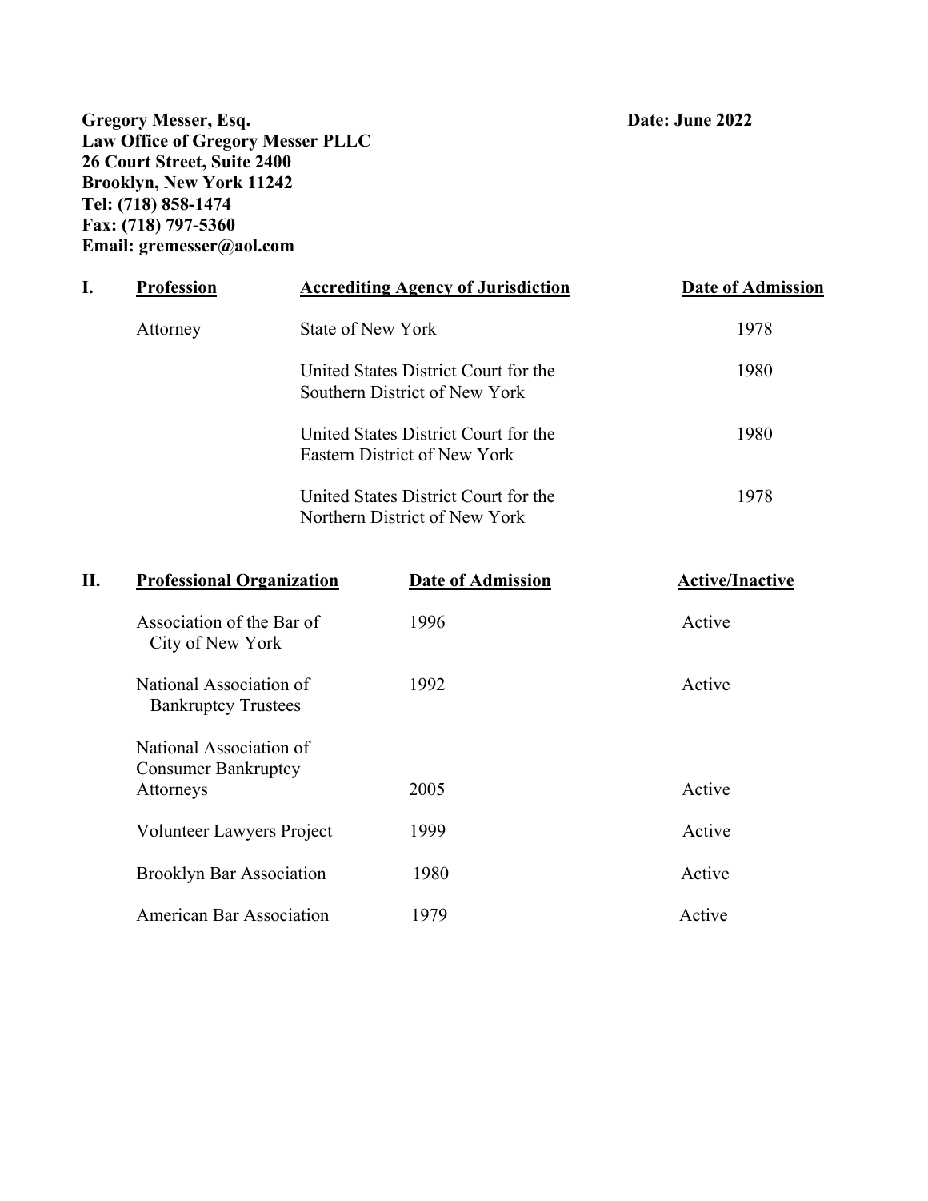**Gregory Messer, Esq.**
**Law Office of Gregory Messer PLLC**
**26 Court Street, Suite 2400**
**Brooklyn, New York 11242**
**Tel: (718) 858-1474**
**Fax: (718) 797-5360**
**Email: gremesser@aol.com**

**Date: June 2022**

| I. | Profession | Accrediting Agency of Jurisdiction | Date of Admission |
|---|---|---|---|
| | Attorney | State of New York | 1978 |
| | | United States District Court for the Southern District of New York | 1980 |
| | | United States District Court for the Eastern District of New York | 1980 |
| | | United States District Court for the Northern District of New York | 1978 |

| II. | Professional Organization | Date of Admission | Active/Inactive |
|---|---|---|---|
| | Association of the Bar of City of New York | 1996 | Active |
| | National Association of Bankruptcy Trustees | 1992 | Active |
| | National Association of Consumer Bankruptcy Attorneys | 2005 | Active |
| | Volunteer Lawyers Project | 1999 | Active |
| | Brooklyn Bar Association | 1980 | Active |
| | American Bar Association | 1979 | Active |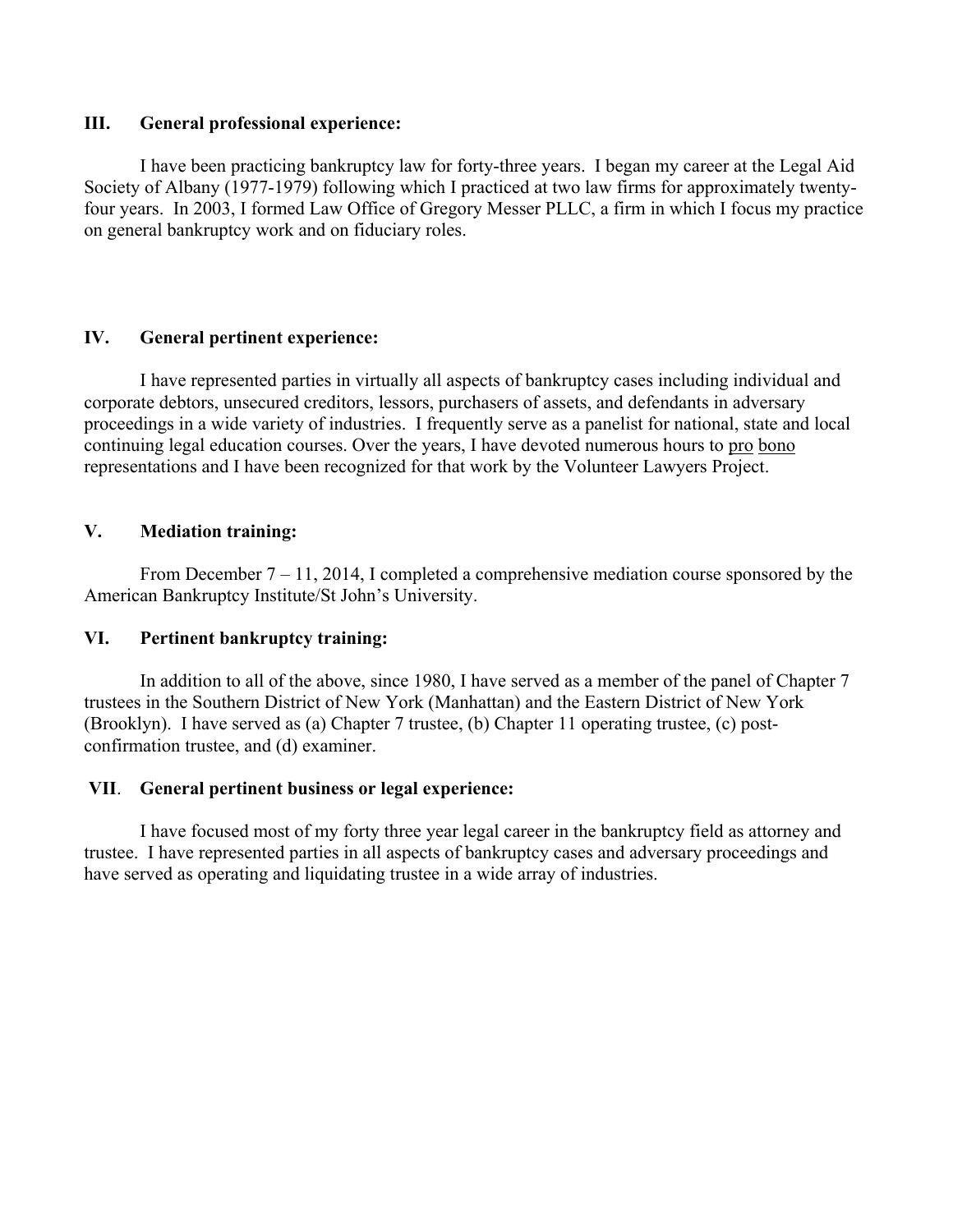## III. General professional experience:

I have been practicing bankruptcy law for forty-three years. I began my career at the Legal Aid Society of Albany (1977-1979) following which I practiced at two law firms for approximately twenty-four years. In 2003, I formed Law Office of Gregory Messer PLLC, a firm in which I focus my practice on general bankruptcy work and on fiduciary roles.

## IV. General pertinent experience:

I have represented parties in virtually all aspects of bankruptcy cases including individual and corporate debtors, unsecured creditors, lessors, purchasers of assets, and defendants in adversary proceedings in a wide variety of industries. I frequently serve as a panelist for national, state and local continuing legal education courses. Over the years, I have devoted numerous hours to pro bono representations and I have been recognized for that work by the Volunteer Lawyers Project.

## V. Mediation training:

From December 7 – 11, 2014, I completed a comprehensive mediation course sponsored by the American Bankruptcy Institute/St John's University.

## VI. Pertinent bankruptcy training:

In addition to all of the above, since 1980, I have served as a member of the panel of Chapter 7 trustees in the Southern District of New York (Manhattan) and the Eastern District of New York (Brooklyn). I have served as (a) Chapter 7 trustee, (b) Chapter 11 operating trustee, (c) post-confirmation trustee, and (d) examiner.

## VII. General pertinent business or legal experience:

I have focused most of my forty three year legal career in the bankruptcy field as attorney and trustee. I have represented parties in all aspects of bankruptcy cases and adversary proceedings and have served as operating and liquidating trustee in a wide array of industries.